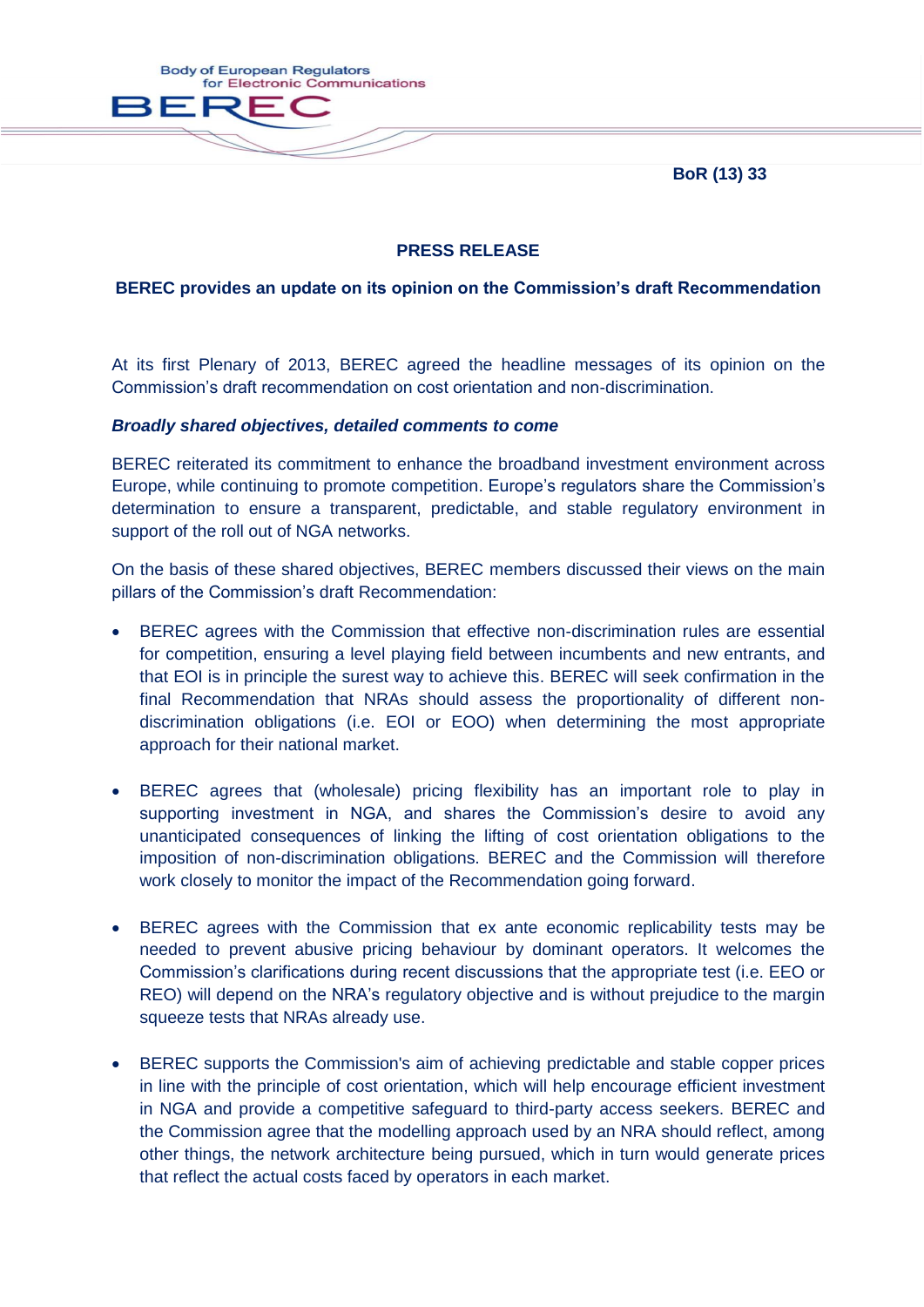BoR (13) 33

## PRESS RELEASE

### BEREC provides an update on its opinion on the Commission's draft Recommendation

At its first Plenary of 2013, BEREC agreed the headline messages of its opinion on the Commission's draft recommendation on cost orientation and non-discrimination.

***Broadly shared objectives, detailed comments to come***

BEREC reiterated its commitment to enhance the broadband investment environment across Europe, while continuing to promote competition. Europe's regulators share the Commission's determination to ensure a transparent, predictable, and stable regulatory environment in support of the roll out of NGA networks.

On the basis of these shared objectives, BEREC members discussed their views on the main pillars of the Commission's draft Recommendation:

- BEREC agrees with the Commission that effective non-discrimination rules are essential for competition, ensuring a level playing field between incumbents and new entrants, and that EOI is in principle the surest way to achieve this. BEREC will seek confirmation in the final Recommendation that NRAs should assess the proportionality of different non-discrimination obligations (i.e. EOI or EOO) when determining the most appropriate approach for their national market.

- BEREC agrees that (wholesale) pricing flexibility has an important role to play in supporting investment in NGA, and shares the Commission's desire to avoid any unanticipated consequences of linking the lifting of cost orientation obligations to the imposition of non-discrimination obligations. BEREC and the Commission will therefore work closely to monitor the impact of the Recommendation going forward.

- BEREC agrees with the Commission that ex ante economic replicability tests may be needed to prevent abusive pricing behaviour by dominant operators. It welcomes the Commission's clarifications during recent discussions that the appropriate test (i.e. EEO or REO) will depend on the NRA's regulatory objective and is without prejudice to the margin squeeze tests that NRAs already use.

- BEREC supports the Commission's aim of achieving predictable and stable copper prices in line with the principle of cost orientation, which will help encourage efficient investment in NGA and provide a competitive safeguard to third-party access seekers. BEREC and the Commission agree that the modelling approach used by an NRA should reflect, among other things, the network architecture being pursued, which in turn would generate prices that reflect the actual costs faced by operators in each market.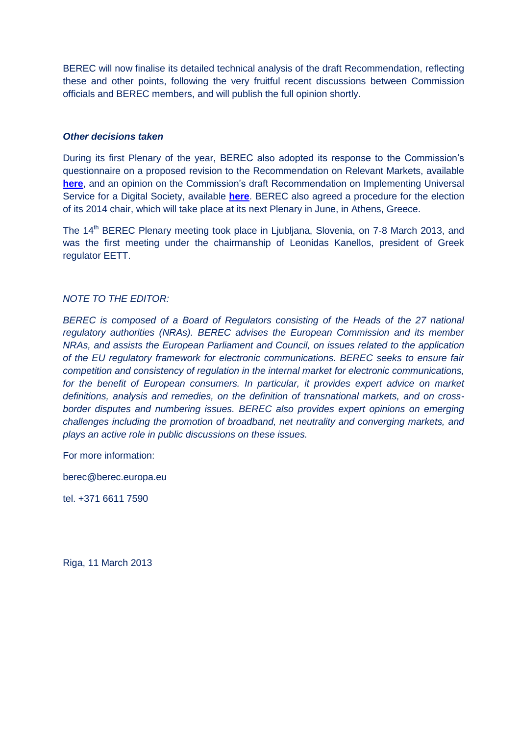BEREC will now finalise its detailed technical analysis of the draft Recommendation, reflecting these and other points, following the very fruitful recent discussions between Commission officials and BEREC members, and will publish the full opinion shortly.

***Other decisions taken***

During its first Plenary of the year, BEREC also adopted its response to the Commission's questionnaire on a proposed revision to the Recommendation on Relevant Markets, available **here**, and an opinion on the Commission's draft Recommendation on Implementing Universal Service for a Digital Society, available **here**. BEREC also agreed a procedure for the election of its 2014 chair, which will take place at its next Plenary in June, in Athens, Greece.

The 14th BEREC Plenary meeting took place in Ljubljana, Slovenia, on 7-8 March 2013, and was the first meeting under the chairmanship of Leonidas Kanellos, president of Greek regulator EETT.

*NOTE TO THE EDITOR:*

*BEREC is composed of a Board of Regulators consisting of the Heads of the 27 national regulatory authorities (NRAs). BEREC advises the European Commission and its member NRAs, and assists the European Parliament and Council, on issues related to the application of the EU regulatory framework for electronic communications. BEREC seeks to ensure fair competition and consistency of regulation in the internal market for electronic communications, for the benefit of European consumers. In particular, it provides expert advice on market definitions, analysis and remedies, on the definition of transnational markets, and on cross-border disputes and numbering issues. BEREC also provides expert opinions on emerging challenges including the promotion of broadband, net neutrality and converging markets, and plays an active role in public discussions on these issues.*

For more information:

berec@berec.europa.eu

tel. +371 6611 7590

Riga, 11 March 2013